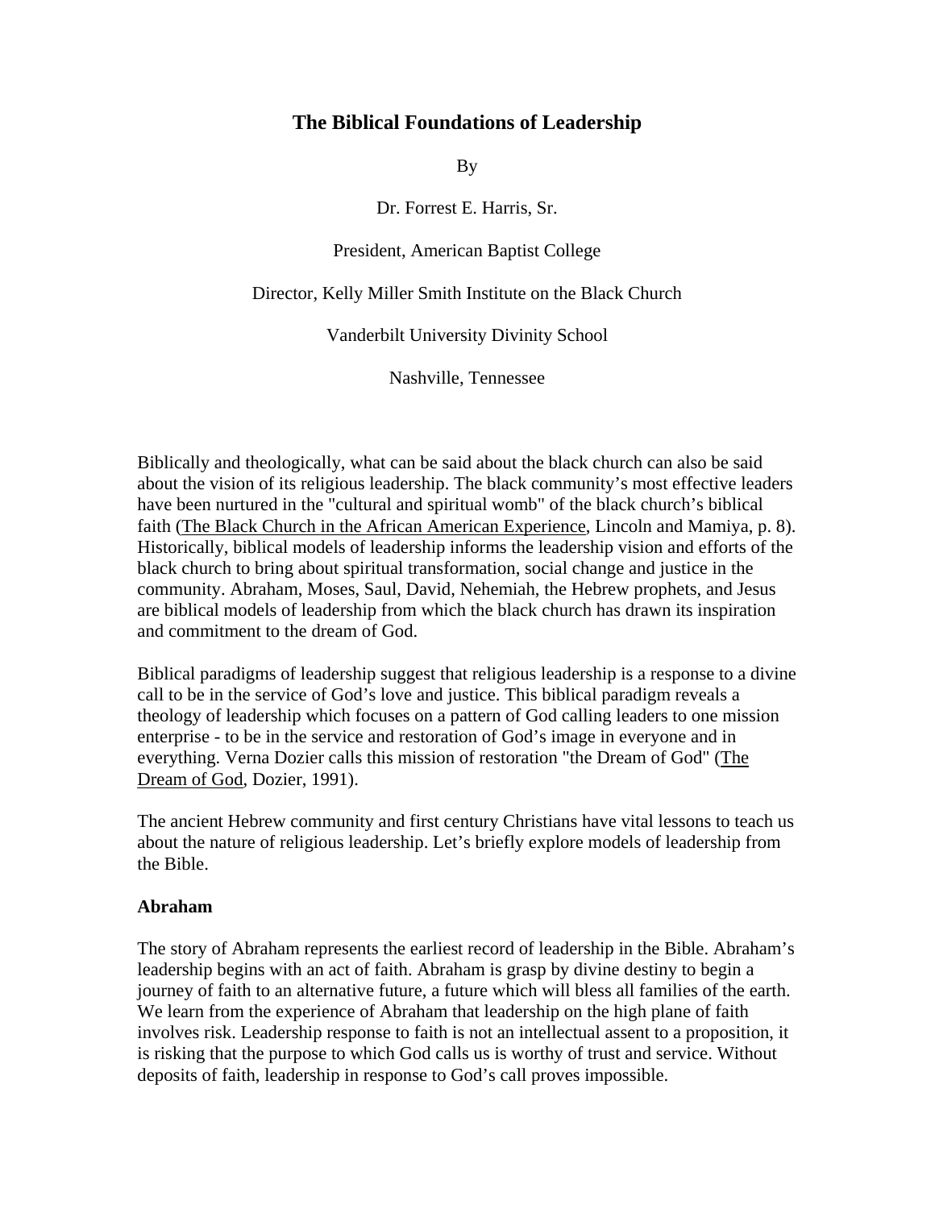# The Biblical Foundations of Leadership

By

Dr. Forrest E. Harris, Sr.

President, American Baptist College

Director, Kelly Miller Smith Institute on the Black Church

Vanderbilt University Divinity School

Nashville, Tennessee

Biblically and theologically, what can be said about the black church can also be said about the vision of its religious leadership. The black community's most effective leaders have been nurtured in the "cultural and spiritual womb" of the black church's biblical faith (The Black Church in the African American Experience, Lincoln and Mamiya, p. 8). Historically, biblical models of leadership informs the leadership vision and efforts of the black church to bring about spiritual transformation, social change and justice in the community. Abraham, Moses, Saul, David, Nehemiah, the Hebrew prophets, and Jesus are biblical models of leadership from which the black church has drawn its inspiration and commitment to the dream of God.

Biblical paradigms of leadership suggest that religious leadership is a response to a divine call to be in the service of God's love and justice. This biblical paradigm reveals a theology of leadership which focuses on a pattern of God calling leaders to one mission enterprise - to be in the service and restoration of God's image in everyone and in everything. Verna Dozier calls this mission of restoration "the Dream of God" (The Dream of God, Dozier, 1991).

The ancient Hebrew community and first century Christians have vital lessons to teach us about the nature of religious leadership. Let's briefly explore models of leadership from the Bible.

**Abraham**

The story of Abraham represents the earliest record of leadership in the Bible. Abraham's leadership begins with an act of faith. Abraham is grasp by divine destiny to begin a journey of faith to an alternative future, a future which will bless all families of the earth. We learn from the experience of Abraham that leadership on the high plane of faith involves risk. Leadership response to faith is not an intellectual assent to a proposition, it is risking that the purpose to which God calls us is worthy of trust and service. Without deposits of faith, leadership in response to God's call proves impossible.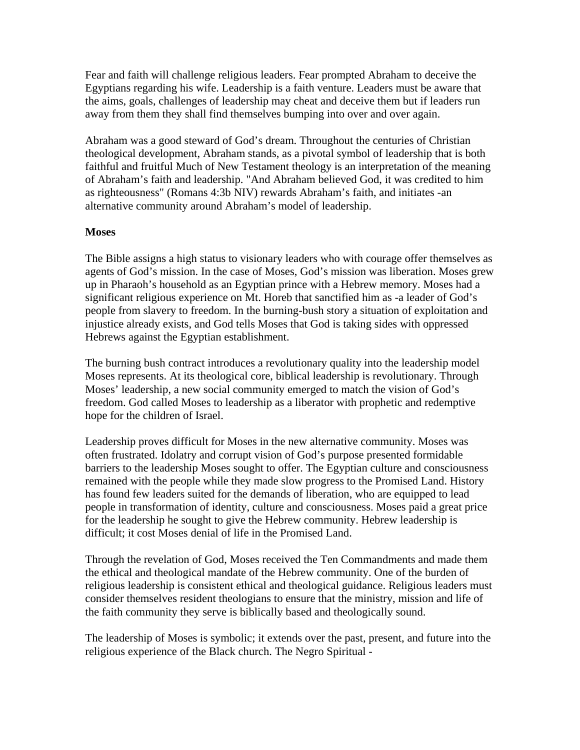Fear and faith will challenge religious leaders. Fear prompted Abraham to deceive the Egyptians regarding his wife. Leadership is a faith venture. Leaders must be aware that the aims, goals, challenges of leadership may cheat and deceive them but if leaders run away from them they shall find themselves bumping into over and over again.

Abraham was a good steward of God's dream. Throughout the centuries of Christian theological development, Abraham stands, as a pivotal symbol of leadership that is both faithful and fruitful Much of New Testament theology is an interpretation of the meaning of Abraham's faith and leadership. "And Abraham believed God, it was credited to him as righteousness" (Romans 4:3b NIV) rewards Abraham's faith, and initiates -an alternative community around Abraham's model of leadership.

**Moses**

The Bible assigns a high status to visionary leaders who with courage offer themselves as agents of God's mission. In the case of Moses, God's mission was liberation. Moses grew up in Pharaoh's household as an Egyptian prince with a Hebrew memory. Moses had a significant religious experience on Mt. Horeb that sanctified him as -a leader of God's people from slavery to freedom. In the burning-bush story a situation of exploitation and injustice already exists, and God tells Moses that God is taking sides with oppressed Hebrews against the Egyptian establishment.

The burning bush contract introduces a revolutionary quality into the leadership model Moses represents. At its theological core, biblical leadership is revolutionary. Through Moses' leadership, a new social community emerged to match the vision of God's freedom. God called Moses to leadership as a liberator with prophetic and redemptive hope for the children of Israel.

Leadership proves difficult for Moses in the new alternative community. Moses was often frustrated. Idolatry and corrupt vision of God's purpose presented formidable barriers to the leadership Moses sought to offer. The Egyptian culture and consciousness remained with the people while they made slow progress to the Promised Land. History has found few leaders suited for the demands of liberation, who are equipped to lead people in transformation of identity, culture and consciousness. Moses paid a great price for the leadership he sought to give the Hebrew community. Hebrew leadership is difficult; it cost Moses denial of life in the Promised Land.

Through the revelation of God, Moses received the Ten Commandments and made them the ethical and theological mandate of the Hebrew community. One of the burden of religious leadership is consistent ethical and theological guidance. Religious leaders must consider themselves resident theologians to ensure that the ministry, mission and life of the faith community they serve is biblically based and theologically sound.

The leadership of Moses is symbolic; it extends over the past, present, and future into the religious experience of the Black church. The Negro Spiritual -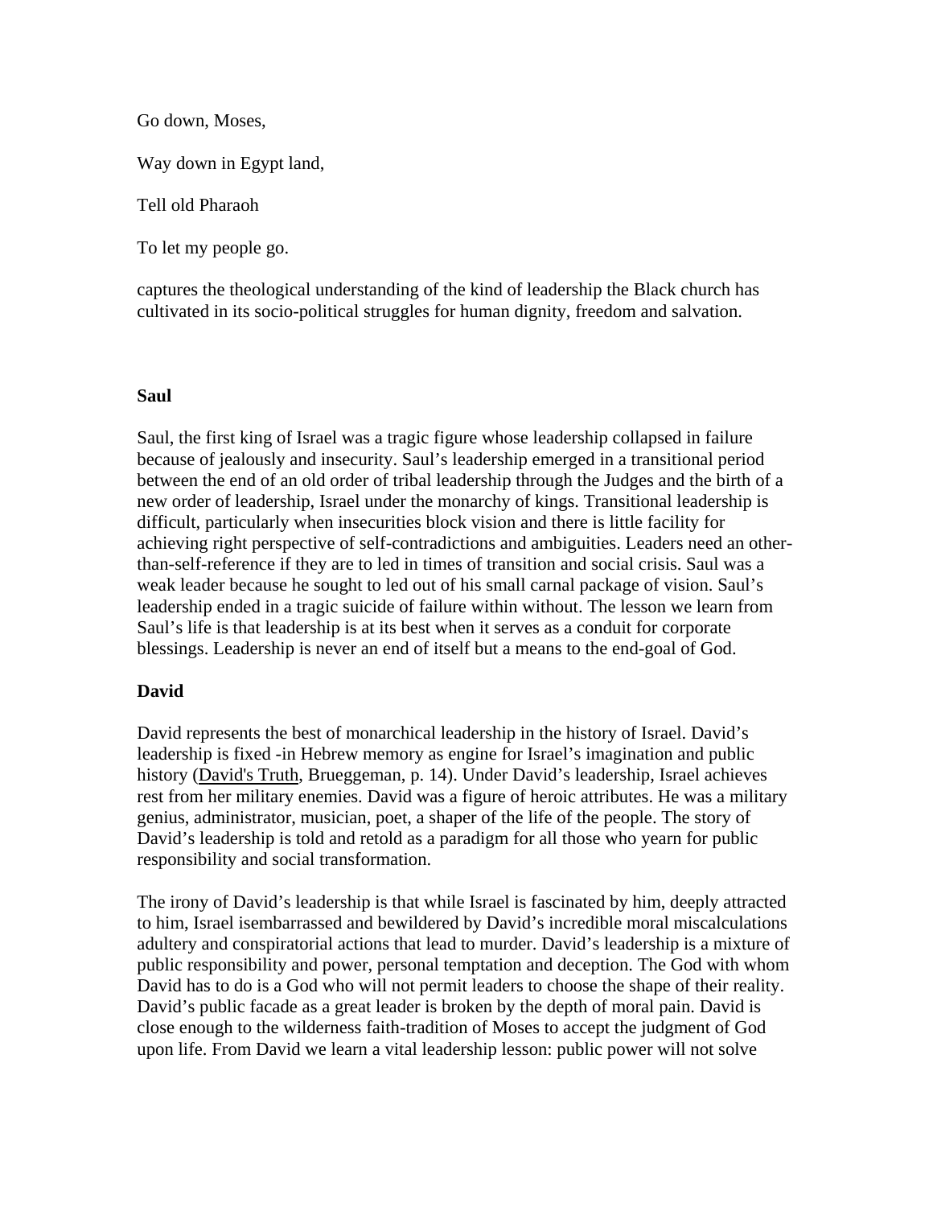Go down, Moses,

Way down in Egypt land,

Tell old Pharaoh

To let my people go.

captures the theological understanding of the kind of leadership the Black church has cultivated in its socio-political struggles for human dignity, freedom and salvation.

**Saul**

Saul, the first king of Israel was a tragic figure whose leadership collapsed in failure because of jealously and insecurity. Saul's leadership emerged in a transitional period between the end of an old order of tribal leadership through the Judges and the birth of a new order of leadership, Israel under the monarchy of kings. Transitional leadership is difficult, particularly when insecurities block vision and there is little facility for achieving right perspective of self-contradictions and ambiguities. Leaders need an other-than-self-reference if they are to led in times of transition and social crisis. Saul was a weak leader because he sought to led out of his small carnal package of vision. Saul's leadership ended in a tragic suicide of failure within without. The lesson we learn from Saul's life is that leadership is at its best when it serves as a conduit for corporate blessings. Leadership is never an end of itself but a means to the end-goal of God.

**David**

David represents the best of monarchical leadership in the history of Israel. David's leadership is fixed -in Hebrew memory as engine for Israel's imagination and public history (<u>David's Truth</u>, Brueggeman, p. 14). Under David's leadership, Israel achieves rest from her military enemies. David was a figure of heroic attributes. He was a military genius, administrator, musician, poet, a shaper of the life of the people. The story of David's leadership is told and retold as a paradigm for all those who yearn for public responsibility and social transformation.

The irony of David's leadership is that while Israel is fascinated by him, deeply attracted to him, Israel isembarrassed and bewildered by David's incredible moral miscalculations adultery and conspiratorial actions that lead to murder. David's leadership is a mixture of public responsibility and power, personal temptation and deception. The God with whom David has to do is a God who will not permit leaders to choose the shape of their reality. David's public facade as a great leader is broken by the depth of moral pain. David is close enough to the wilderness faith-tradition of Moses to accept the judgment of God upon life. From David we learn a vital leadership lesson: public power will not solve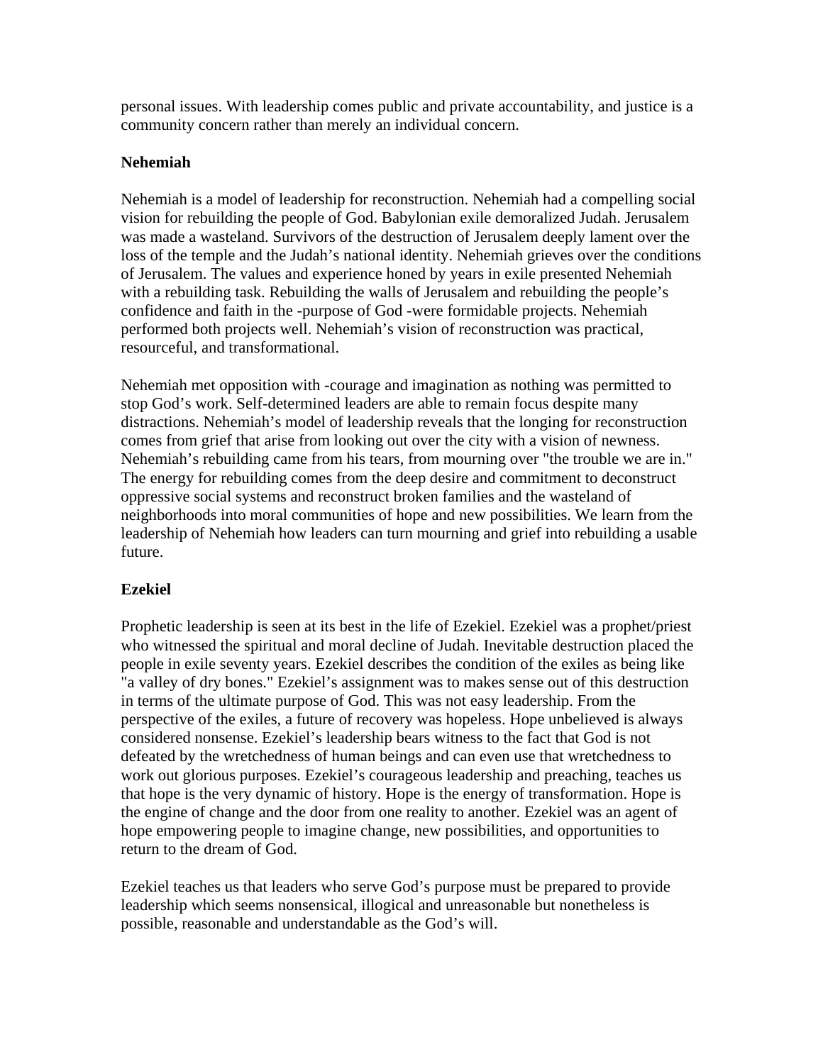personal issues. With leadership comes public and private accountability, and justice is a community concern rather than merely an individual concern.

**Nehemiah**

Nehemiah is a model of leadership for reconstruction. Nehemiah had a compelling social vision for rebuilding the people of God. Babylonian exile demoralized Judah. Jerusalem was made a wasteland. Survivors of the destruction of Jerusalem deeply lament over the loss of the temple and the Judah's national identity. Nehemiah grieves over the conditions of Jerusalem. The values and experience honed by years in exile presented Nehemiah with a rebuilding task. Rebuilding the walls of Jerusalem and rebuilding the people's confidence and faith in the -purpose of God -were formidable projects. Nehemiah performed both projects well. Nehemiah's vision of reconstruction was practical, resourceful, and transformational.

Nehemiah met opposition with -courage and imagination as nothing was permitted to stop God's work. Self-determined leaders are able to remain focus despite many distractions. Nehemiah's model of leadership reveals that the longing for reconstruction comes from grief that arise from looking out over the city with a vision of newness. Nehemiah's rebuilding came from his tears, from mourning over "the trouble we are in." The energy for rebuilding comes from the deep desire and commitment to deconstruct oppressive social systems and reconstruct broken families and the wasteland of neighborhoods into moral communities of hope and new possibilities. We learn from the leadership of Nehemiah how leaders can turn mourning and grief into rebuilding a usable future.

**Ezekiel**

Prophetic leadership is seen at its best in the life of Ezekiel. Ezekiel was a prophet/priest who witnessed the spiritual and moral decline of Judah. Inevitable destruction placed the people in exile seventy years. Ezekiel describes the condition of the exiles as being like "a valley of dry bones." Ezekiel's assignment was to makes sense out of this destruction in terms of the ultimate purpose of God. This was not easy leadership. From the perspective of the exiles, a future of recovery was hopeless. Hope unbelieved is always considered nonsense. Ezekiel's leadership bears witness to the fact that God is not defeated by the wretchedness of human beings and can even use that wretchedness to work out glorious purposes. Ezekiel's courageous leadership and preaching, teaches us that hope is the very dynamic of history. Hope is the energy of transformation. Hope is the engine of change and the door from one reality to another. Ezekiel was an agent of hope empowering people to imagine change, new possibilities, and opportunities to return to the dream of God.

Ezekiel teaches us that leaders who serve God's purpose must be prepared to provide leadership which seems nonsensical, illogical and unreasonable but nonetheless is possible, reasonable and understandable as the God's will.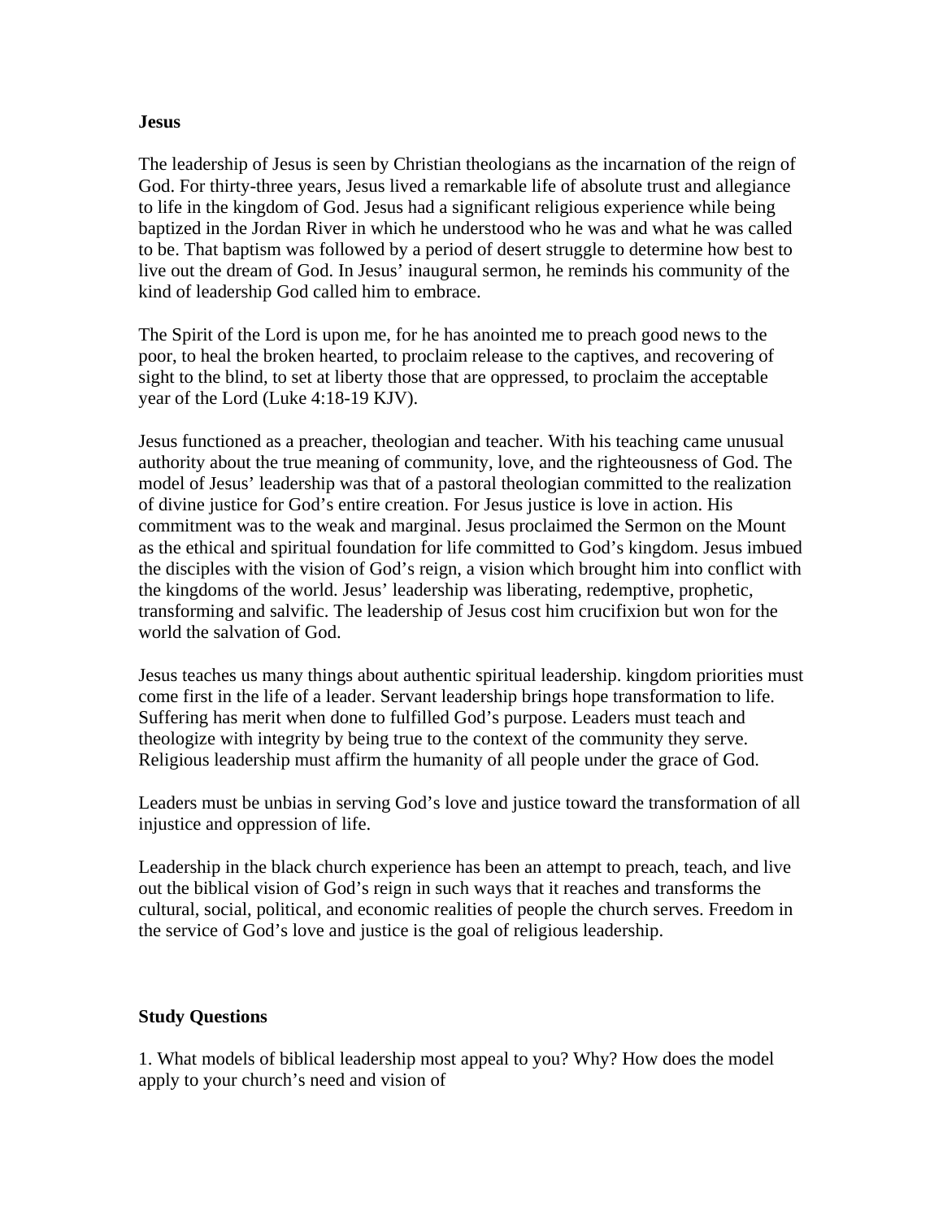**Jesus**

The leadership of Jesus is seen by Christian theologians as the incarnation of the reign of God. For thirty-three years, Jesus lived a remarkable life of absolute trust and allegiance to life in the kingdom of God. Jesus had a significant religious experience while being baptized in the Jordan River in which he understood who he was and what he was called to be. That baptism was followed by a period of desert struggle to determine how best to live out the dream of God. In Jesus' inaugural sermon, he reminds his community of the kind of leadership God called him to embrace.

The Spirit of the Lord is upon me, for he has anointed me to preach good news to the poor, to heal the broken hearted, to proclaim release to the captives, and recovering of sight to the blind, to set at liberty those that are oppressed, to proclaim the acceptable year of the Lord (Luke 4:18-19 KJV).

Jesus functioned as a preacher, theologian and teacher. With his teaching came unusual authority about the true meaning of community, love, and the righteousness of God. The model of Jesus' leadership was that of a pastoral theologian committed to the realization of divine justice for God's entire creation. For Jesus justice is love in action. His commitment was to the weak and marginal. Jesus proclaimed the Sermon on the Mount as the ethical and spiritual foundation for life committed to God's kingdom. Jesus imbued the disciples with the vision of God's reign, a vision which brought him into conflict with the kingdoms of the world. Jesus' leadership was liberating, redemptive, prophetic, transforming and salvific. The leadership of Jesus cost him crucifixion but won for the world the salvation of God.

Jesus teaches us many things about authentic spiritual leadership. kingdom priorities must come first in the life of a leader. Servant leadership brings hope transformation to life. Suffering has merit when done to fulfilled God's purpose. Leaders must teach and theologize with integrity by being true to the context of the community they serve. Religious leadership must affirm the humanity of all people under the grace of God.

Leaders must be unbias in serving God's love and justice toward the transformation of all injustice and oppression of life.

Leadership in the black church experience has been an attempt to preach, teach, and live out the biblical vision of God's reign in such ways that it reaches and transforms the cultural, social, political, and economic realities of people the church serves. Freedom in the service of God's love and justice is the goal of religious leadership.

**Study Questions**

1. What models of biblical leadership most appeal to you? Why? How does the model apply to your church's need and vision of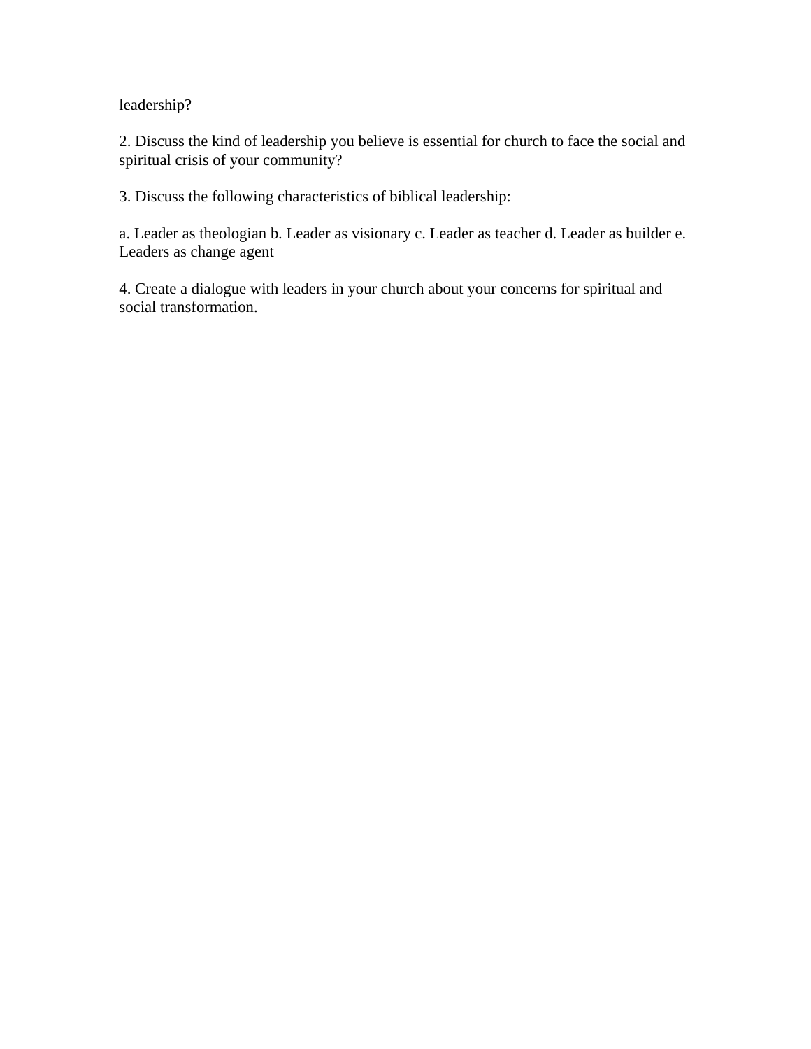leadership?

2. Discuss the kind of leadership you believe is essential for church to face the social and spiritual crisis of your community?

3. Discuss the following characteristics of biblical leadership:

a. Leader as theologian b. Leader as visionary c. Leader as teacher d. Leader as builder e. Leaders as change agent

4. Create a dialogue with leaders in your church about your concerns for spiritual and social transformation.